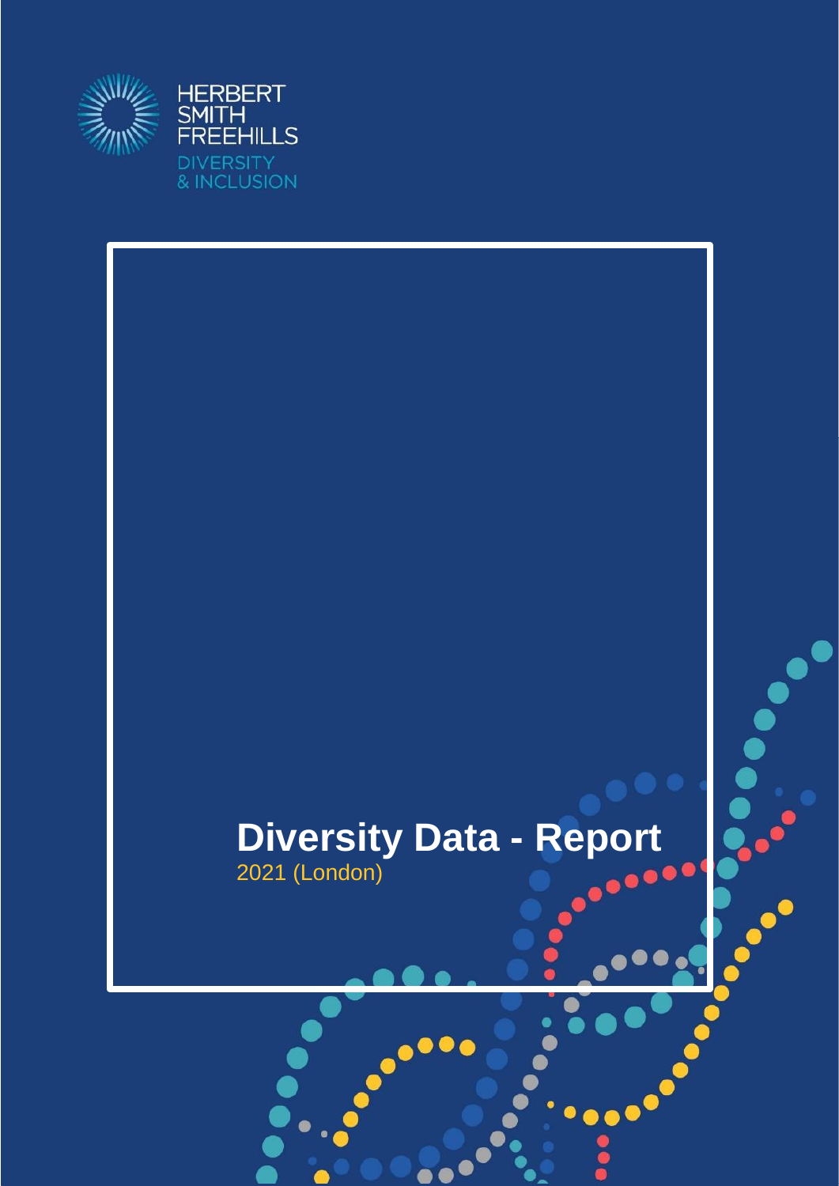HERBERT SMITH FREEHILLS

DIVERSITY & INCLUSION

# Diversity Data - Report

2021 (London)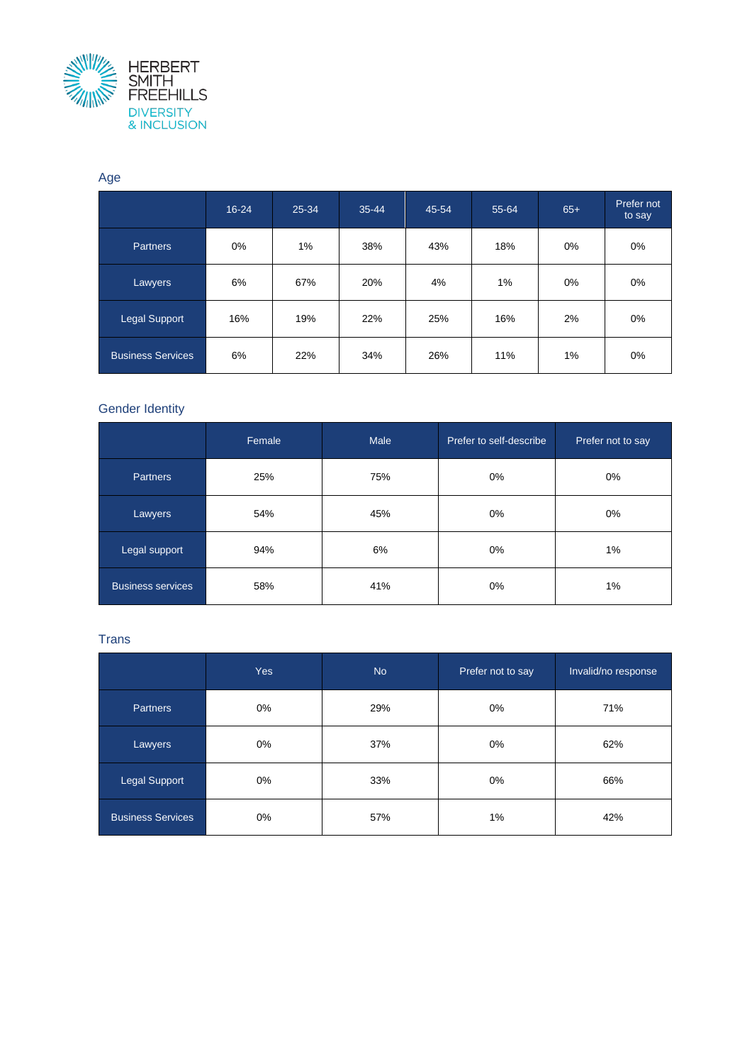HERBERT SMITH FREEHILLS
DIVERSITY & INCLUSION

## Age

| | 16-24 | 25-34 | 35-44 | 45-54 | 55-64 | 65+ | Prefer not to say |
|---|---|---|---|---|---|---|---|
| Partners | 0% | 1% | 38% | 43% | 18% | 0% | 0% |
| Lawyers | 6% | 67% | 20% | 4% | 1% | 0% | 0% |
| Legal Support | 16% | 19% | 22% | 25% | 16% | 2% | 0% |
| Business Services | 6% | 22% | 34% | 26% | 11% | 1% | 0% |

## Gender Identity

| | Female | Male | Prefer to self-describe | Prefer not to say |
|---|---|---|---|---|
| Partners | 25% | 75% | 0% | 0% |
| Lawyers | 54% | 45% | 0% | 0% |
| Legal support | 94% | 6% | 0% | 1% |
| Business services | 58% | 41% | 0% | 1% |

## Trans

| | Yes | No | Prefer not to say | Invalid/no response |
|---|---|---|---|---|
| Partners | 0% | 29% | 0% | 71% |
| Lawyers | 0% | 37% | 0% | 62% |
| Legal Support | 0% | 33% | 0% | 66% |
| Business Services | 0% | 57% | 1% | 42% |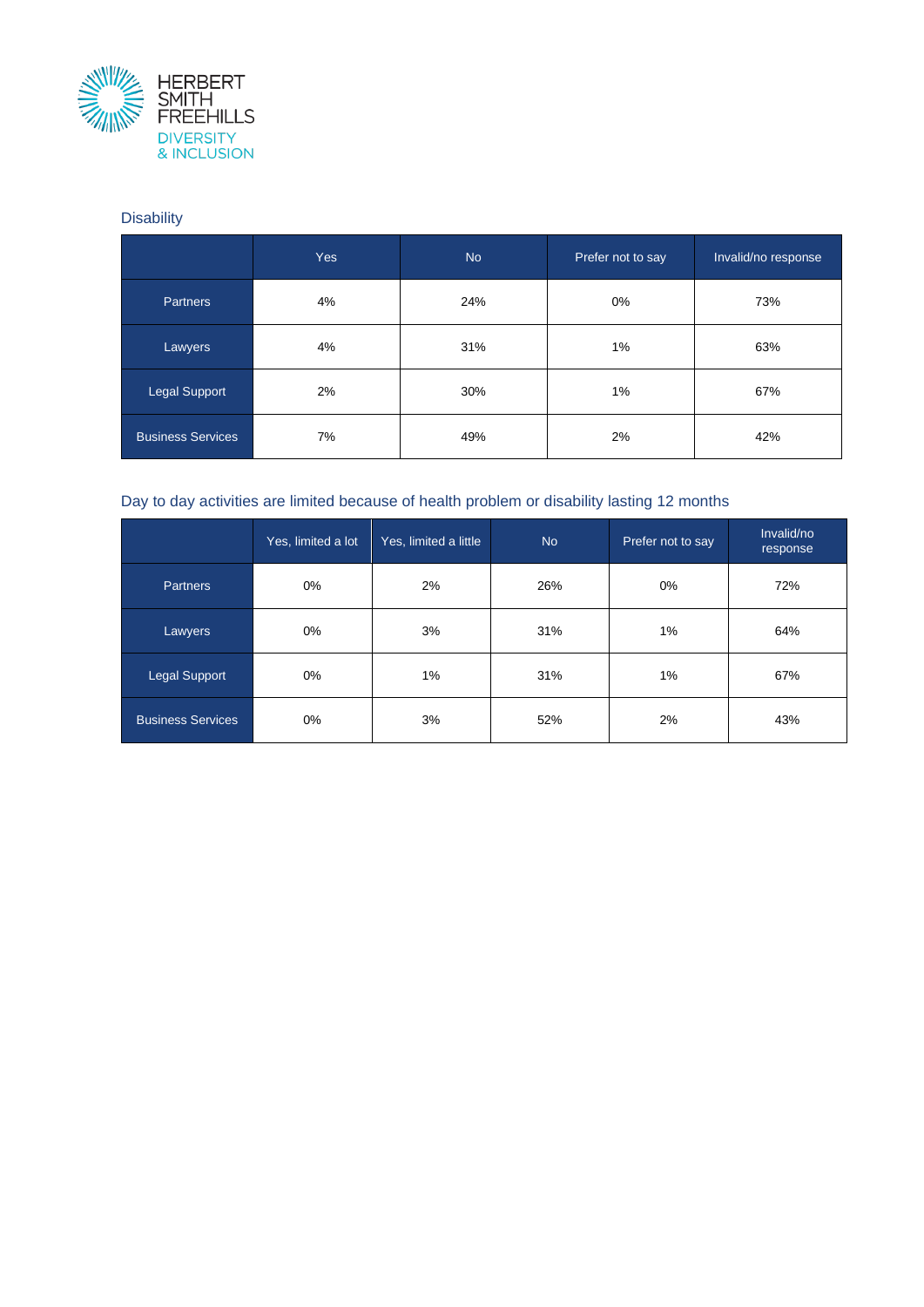## Disability

| | Yes | No | Prefer not to say | Invalid/no response |
|---|---|---|---|---|
| Partners | 4% | 24% | 0% | 73% |
| Lawyers | 4% | 31% | 1% | 63% |
| Legal Support | 2% | 30% | 1% | 67% |
| Business Services | 7% | 49% | 2% | 42% |

## Day to day activities are limited because of health problem or disability lasting 12 months

| | Yes, limited a lot | Yes, limited a little | No | Prefer not to say | Invalid/no response |
|---|---|---|---|---|---|
| Partners | 0% | 2% | 26% | 0% | 72% |
| Lawyers | 0% | 3% | 31% | 1% | 64% |
| Legal Support | 0% | 1% | 31% | 1% | 67% |
| Business Services | 0% | 3% | 52% | 2% | 43% |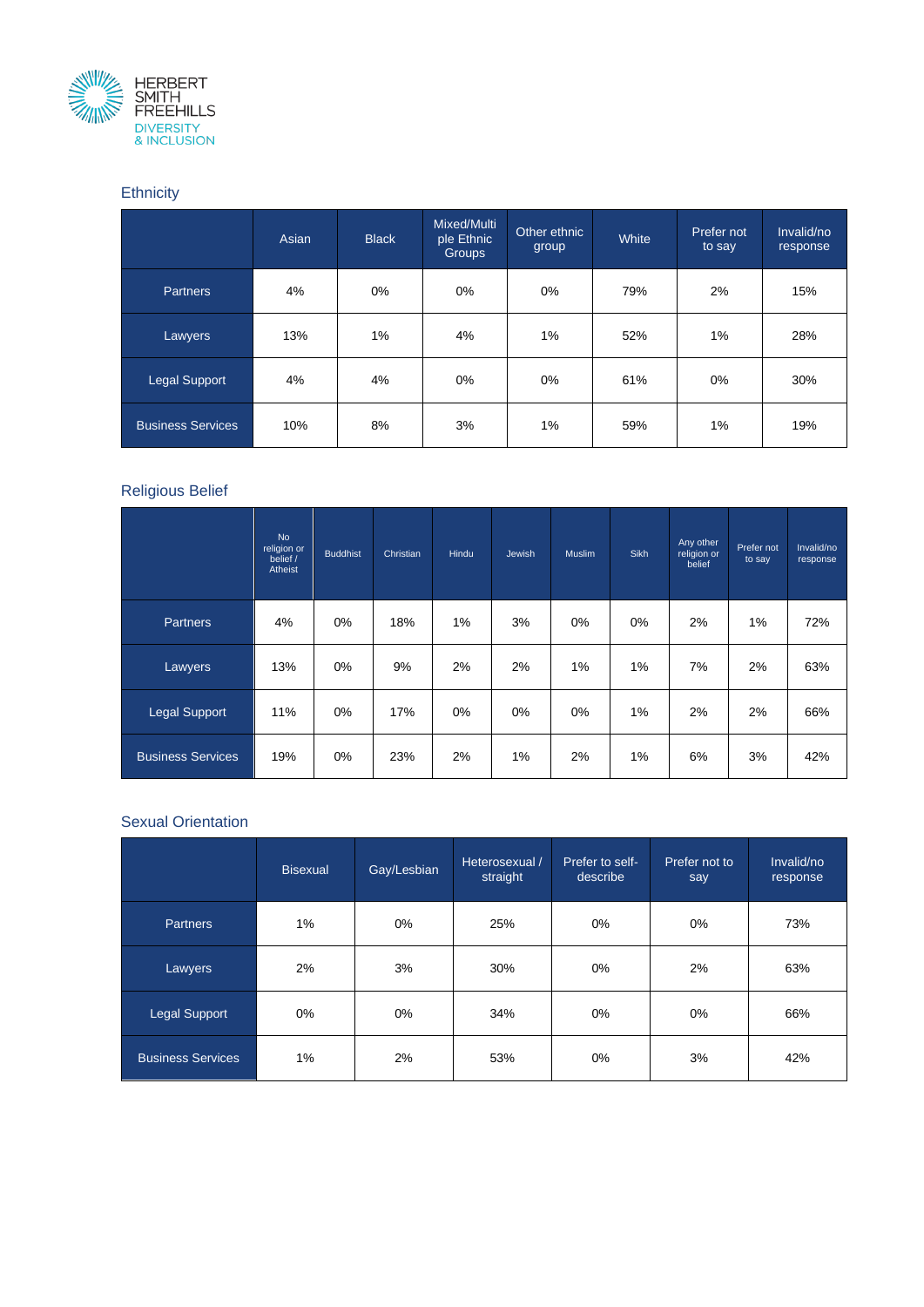HERBERT SMITH FREEHILLS DIVERSITY & INCLUSION

## Ethnicity

| | Asian | Black | Mixed/Multiple Ethnic Groups | Other ethnic group | White | Prefer not to say | Invalid/no response |
|---|---|---|---|---|---|---|---|
| Partners | 4% | 0% | 0% | 0% | 79% | 2% | 15% |
| Lawyers | 13% | 1% | 4% | 1% | 52% | 1% | 28% |
| Legal Support | 4% | 4% | 0% | 0% | 61% | 0% | 30% |
| Business Services | 10% | 8% | 3% | 1% | 59% | 1% | 19% |

## Religious Belief

| | No religion or belief / Atheist | Buddhist | Christian | Hindu | Jewish | Muslim | Sikh | Any other religion or belief | Prefer not to say | Invalid/no response |
|---|---|---|---|---|---|---|---|---|---|---|
| Partners | 4% | 0% | 18% | 1% | 3% | 0% | 0% | 2% | 1% | 72% |
| Lawyers | 13% | 0% | 9% | 2% | 2% | 1% | 1% | 7% | 2% | 63% |
| Legal Support | 11% | 0% | 17% | 0% | 0% | 0% | 1% | 2% | 2% | 66% |
| Business Services | 19% | 0% | 23% | 2% | 1% | 2% | 1% | 6% | 3% | 42% |

## Sexual Orientation

| | Bisexual | Gay/Lesbian | Heterosexual / straight | Prefer to self-describe | Prefer not to say | Invalid/no response |
|---|---|---|---|---|---|---|
| Partners | 1% | 0% | 25% | 0% | 0% | 73% |
| Lawyers | 2% | 3% | 30% | 0% | 2% | 63% |
| Legal Support | 0% | 0% | 34% | 0% | 0% | 66% |
| Business Services | 1% | 2% | 53% | 0% | 3% | 42% |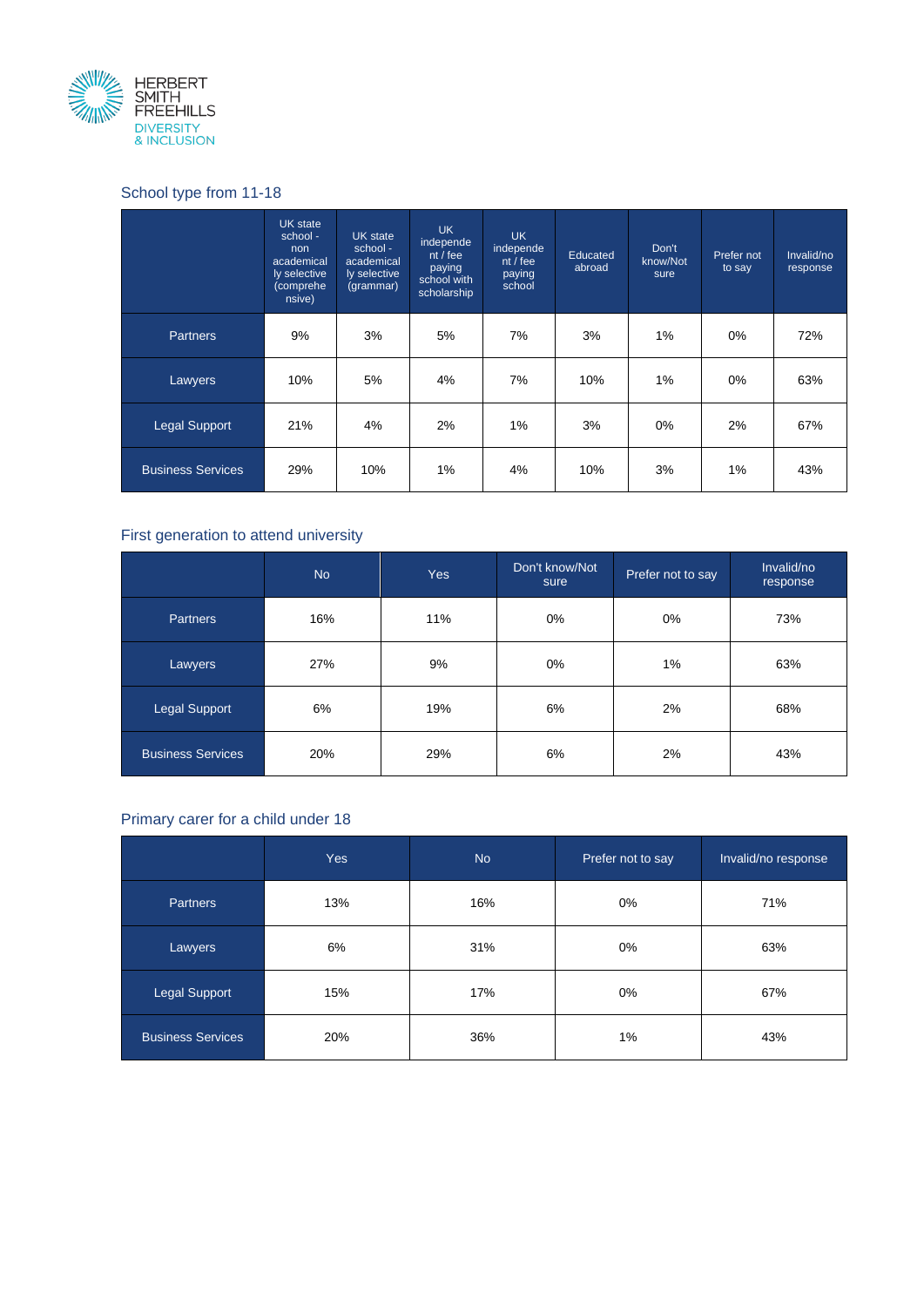HERBERT SMITH FREEHILLS
DIVERSITY & INCLUSION

## School type from 11-18

| | UK state school - non academically selective (comprehensive) | UK state school - academically selective (grammar) | UK independent / fee paying school with scholarship | UK independent / fee paying school | Educated abroad | Don't know/Not sure | Prefer not to say | Invalid/no response |
|---|---|---|---|---|---|---|---|---|
| Partners | 9% | 3% | 5% | 7% | 3% | 1% | 0% | 72% |
| Lawyers | 10% | 5% | 4% | 7% | 10% | 1% | 0% | 63% |
| Legal Support | 21% | 4% | 2% | 1% | 3% | 0% | 2% | 67% |
| Business Services | 29% | 10% | 1% | 4% | 10% | 3% | 1% | 43% |

## First generation to attend university

| | No | Yes | Don't know/Not sure | Prefer not to say | Invalid/no response |
|---|---|---|---|---|---|
| Partners | 16% | 11% | 0% | 0% | 73% |
| Lawyers | 27% | 9% | 0% | 1% | 63% |
| Legal Support | 6% | 19% | 6% | 2% | 68% |
| Business Services | 20% | 29% | 6% | 2% | 43% |

## Primary carer for a child under 18

| | Yes | No | Prefer not to say | Invalid/no response |
|---|---|---|---|---|
| Partners | 13% | 16% | 0% | 71% |
| Lawyers | 6% | 31% | 0% | 63% |
| Legal Support | 15% | 17% | 0% | 67% |
| Business Services | 20% | 36% | 1% | 43% |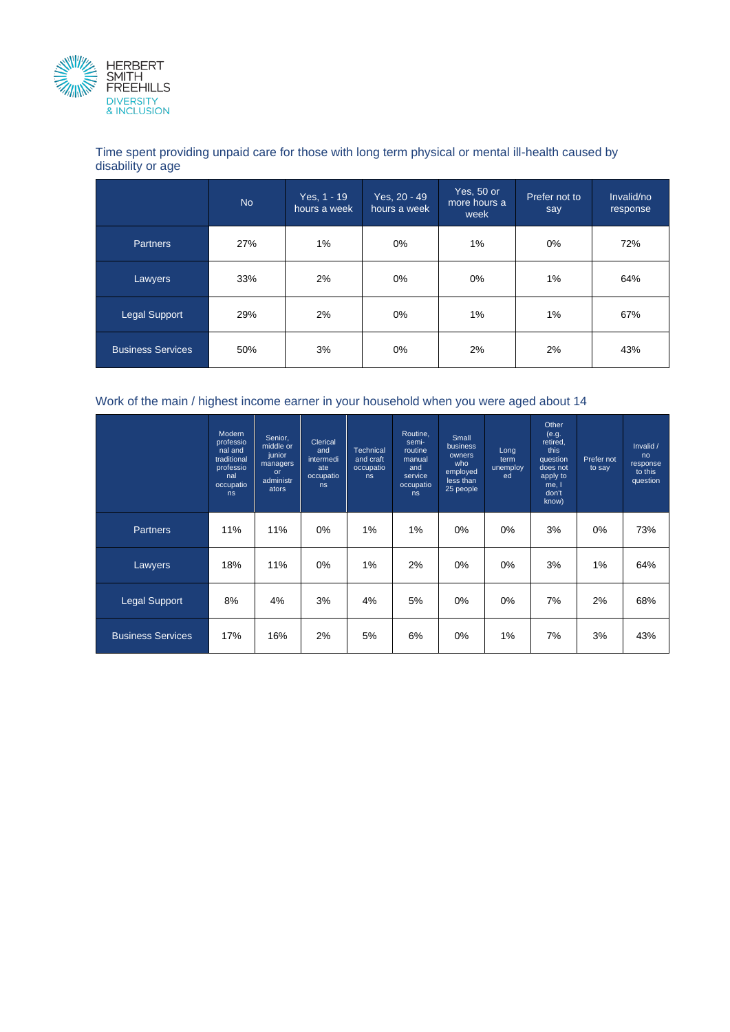### Time spent providing unpaid care for those with long term physical or mental ill-health caused by disability or age

| | No | Yes, 1 - 19 hours a week | Yes, 20 - 49 hours a week | Yes, 50 or more hours a week | Prefer not to say | Invalid/no response |
|---|---|---|---|---|---|---|
| Partners | 27% | 1% | 0% | 1% | 0% | 72% |
| Lawyers | 33% | 2% | 0% | 0% | 1% | 64% |
| Legal Support | 29% | 2% | 0% | 1% | 1% | 67% |
| Business Services | 50% | 3% | 0% | 2% | 2% | 43% |

### Work of the main / highest income earner in your household when you were aged about 14

| | Modern professional and traditional professional occupations | Senior, middle or junior managers or administrators | Clerical and intermediate occupations | Technical and craft occupations | Routine, semi-routine manual and service occupations | Small business owners who employed less than 25 people | Long term unemployed | Other (e.g. retired, this question does not apply to me, I don't know) | Prefer not to say | Invalid / no response to this question |
|---|---|---|---|---|---|---|---|---|---|---|
| Partners | 11% | 11% | 0% | 1% | 1% | 0% | 0% | 3% | 0% | 73% |
| Lawyers | 18% | 11% | 0% | 1% | 2% | 0% | 0% | 3% | 1% | 64% |
| Legal Support | 8% | 4% | 3% | 4% | 5% | 0% | 0% | 7% | 2% | 68% |
| Business Services | 17% | 16% | 2% | 5% | 6% | 0% | 1% | 7% | 3% | 43% |